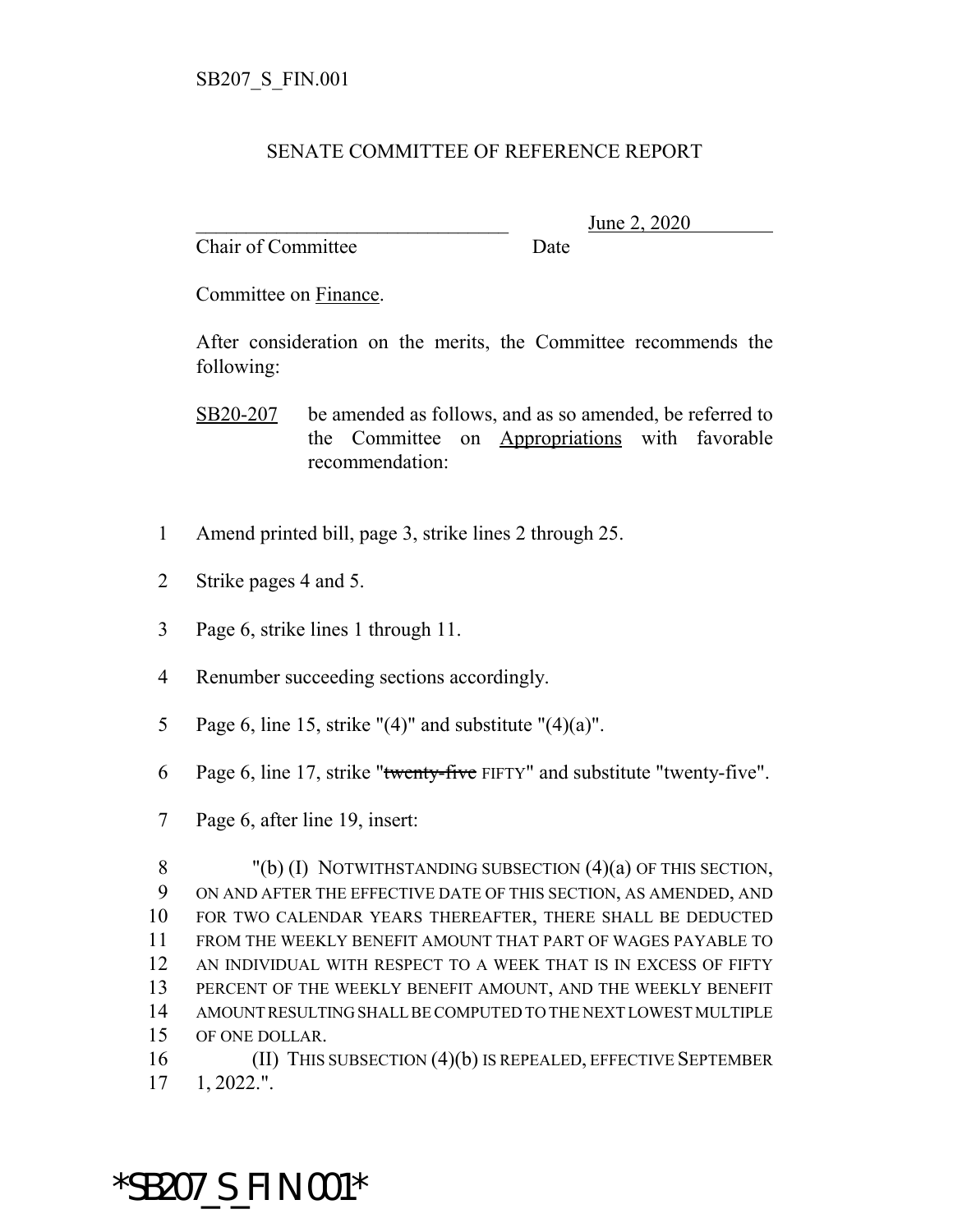SB207_S_FIN.001

## SENATE COMMITTEE OF REFERENCE REPORT

_______________________________ June 2, 2020

Chair of Committee Date

Committee on Finance.

After consideration on the merits, the Committee recommends the following:

SB20-207 be amended as follows, and as so amended, be referred to the Committee on Appropriations with favorable recommendation:

1 Amend printed bill, page 3, strike lines 2 through 25.

2 Strike pages 4 and 5.

3 Page 6, strike lines 1 through 11.

4 Renumber succeeding sections accordingly.

5 Page 6, line 15, strike "(4)" and substitute "(4)(a)".

6 Page 6, line 17, strike "~~twenty-five~~ FIFTY" and substitute "twenty-five".

7 Page 6, after line 19, insert:

8 "(b) (I) NOTWITHSTANDING SUBSECTION (4)(a) OF THIS SECTION,
9 ON AND AFTER THE EFFECTIVE DATE OF THIS SECTION, AS AMENDED, AND
10 FOR TWO CALENDAR YEARS THEREAFTER, THERE SHALL BE DEDUCTED
11 FROM THE WEEKLY BENEFIT AMOUNT THAT PART OF WAGES PAYABLE TO
12 AN INDIVIDUAL WITH RESPECT TO A WEEK THAT IS IN EXCESS OF FIFTY
13 PERCENT OF THE WEEKLY BENEFIT AMOUNT, AND THE WEEKLY BENEFIT
14 AMOUNT RESULTING SHALL BE COMPUTED TO THE NEXT LOWEST MULTIPLE
15 OF ONE DOLLAR.
16 (II) THIS SUBSECTION (4)(b) IS REPEALED, EFFECTIVE SEPTEMBER
17 1, 2022.".

*SB207_S_FIN.001*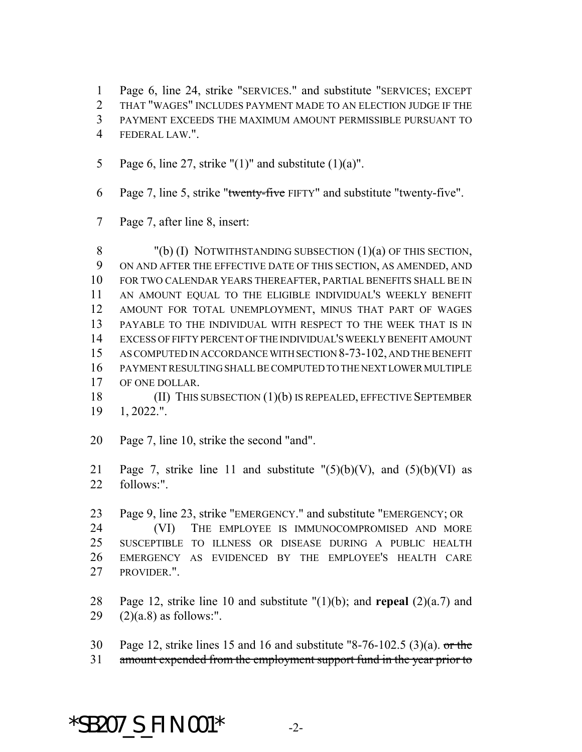Page 6, line 24, strike "SERVICES." and substitute "SERVICES; EXCEPT THAT "WAGES" INCLUDES PAYMENT MADE TO AN ELECTION JUDGE IF THE PAYMENT EXCEEDS THE MAXIMUM AMOUNT PERMISSIBLE PURSUANT TO FEDERAL LAW.".

Page 6, line 27, strike "(1)" and substitute (1)(a)".

Page 7, line 5, strike "~~twenty-five~~ FIFTY" and substitute "twenty-five".

Page 7, after line 8, insert:

"(b) (I) NOTWITHSTANDING SUBSECTION (1)(a) OF THIS SECTION, ON AND AFTER THE EFFECTIVE DATE OF THIS SECTION, AS AMENDED, AND FOR TWO CALENDAR YEARS THEREAFTER, PARTIAL BENEFITS SHALL BE IN AN AMOUNT EQUAL TO THE ELIGIBLE INDIVIDUAL'S WEEKLY BENEFIT AMOUNT FOR TOTAL UNEMPLOYMENT, MINUS THAT PART OF WAGES PAYABLE TO THE INDIVIDUAL WITH RESPECT TO THE WEEK THAT IS IN EXCESS OF FIFTY PERCENT OF THE INDIVIDUAL'S WEEKLY BENEFIT AMOUNT AS COMPUTED IN ACCORDANCE WITH SECTION 8-73-102, AND THE BENEFIT PAYMENT RESULTING SHALL BE COMPUTED TO THE NEXT LOWER MULTIPLE OF ONE DOLLAR.

(II) THIS SUBSECTION (1)(b) IS REPEALED, EFFECTIVE SEPTEMBER 1, 2022.".

Page 7, line 10, strike the second "and".

Page 7, strike line 11 and substitute "(5)(b)(V), and (5)(b)(VI) as follows:".

Page 9, line 23, strike "EMERGENCY." and substitute "EMERGENCY; OR

(VI) THE EMPLOYEE IS IMMUNOCOMPROMISED AND MORE SUSCEPTIBLE TO ILLNESS OR DISEASE DURING A PUBLIC HEALTH EMERGENCY AS EVIDENCED BY THE EMPLOYEE'S HEALTH CARE PROVIDER.".

Page 12, strike line 10 and substitute "(1)(b); and **repeal** (2)(a.7) and (2)(a.8) as follows:".

Page 12, strike lines 15 and 16 and substitute "8-76-102.5 (3)(a). ~~or the amount expended from the employment support fund in the year prior to~~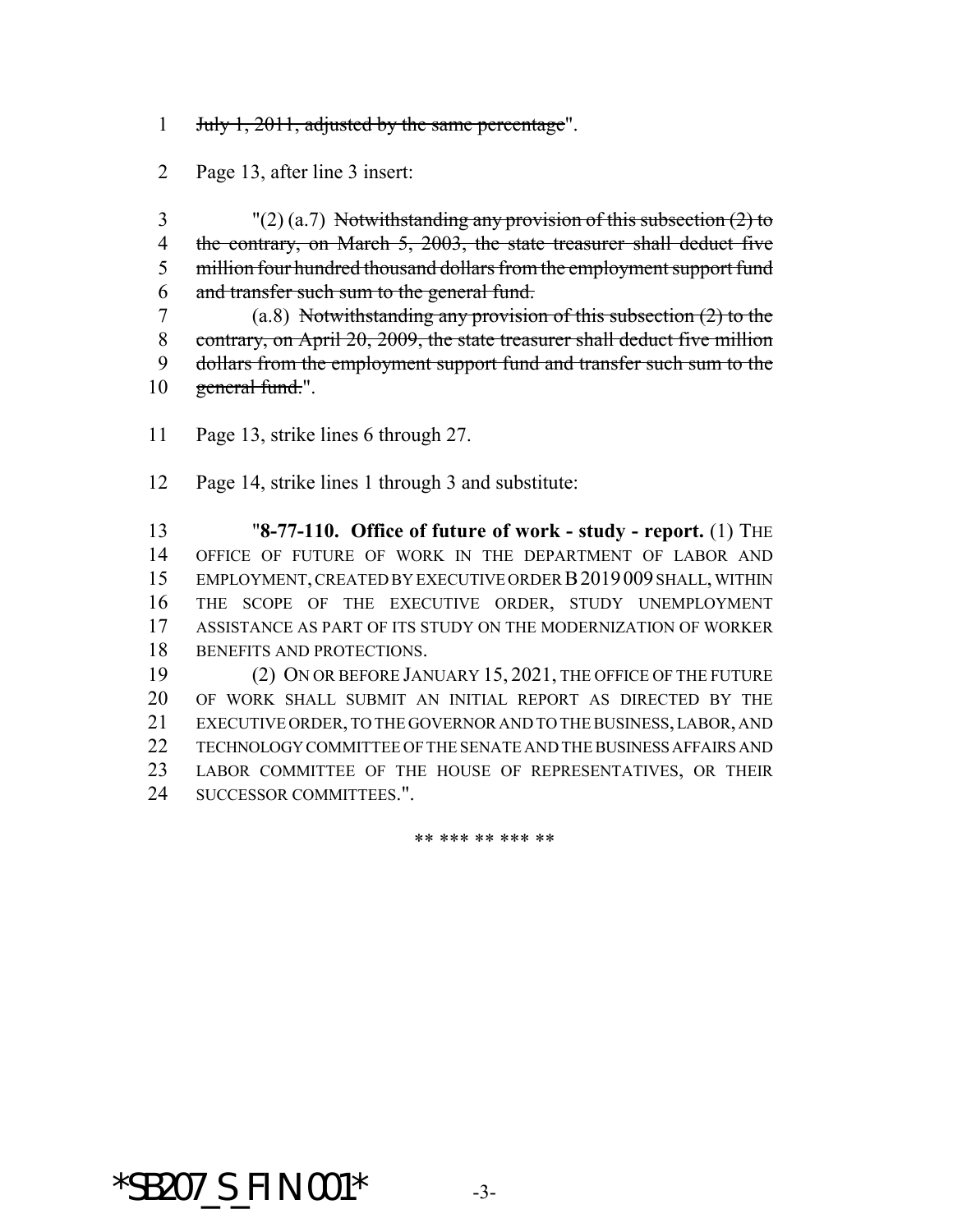1 ~~July 1, 2011, adjusted by the same percentage~~".

2 Page 13, after line 3 insert:

3 "(2) (a.7) ~~Notwithstanding any provision of this subsection (2) to~~
4 ~~the contrary, on March 5, 2003, the state treasurer shall deduct five~~
5 ~~million four hundred thousand dollars from the employment support fund~~
6 ~~and transfer such sum to the general fund.~~
7 (a.8) ~~Notwithstanding any provision of this subsection (2) to the~~
8 ~~contrary, on April 20, 2009, the state treasurer shall deduct five million~~
9 ~~dollars from the employment support fund and transfer such sum to the~~
10 ~~general fund.~~".

11 Page 13, strike lines 6 through 27.

12 Page 14, strike lines 1 through 3 and substitute:

13 "**8-77-110. Office of future of work - study - report.** (1) THE
14 OFFICE OF FUTURE OF WORK IN THE DEPARTMENT OF LABOR AND
15 EMPLOYMENT, CREATED BY EXECUTIVE ORDER B 2019 009 SHALL, WITHIN
16 THE SCOPE OF THE EXECUTIVE ORDER, STUDY UNEMPLOYMENT
17 ASSISTANCE AS PART OF ITS STUDY ON THE MODERNIZATION OF WORKER
18 BENEFITS AND PROTECTIONS.
19 (2) ON OR BEFORE JANUARY 15, 2021, THE OFFICE OF THE FUTURE
20 OF WORK SHALL SUBMIT AN INITIAL REPORT AS DIRECTED BY THE
21 EXECUTIVE ORDER, TO THE GOVERNOR AND TO THE BUSINESS, LABOR, AND
22 TECHNOLOGY COMMITTEE OF THE SENATE AND THE BUSINESS AFFAIRS AND
23 LABOR COMMITTEE OF THE HOUSE OF REPRESENTATIVES, OR THEIR
24 SUCCESSOR COMMITTEES.".

** *** ** *** **

*SB207_S_FIN001*